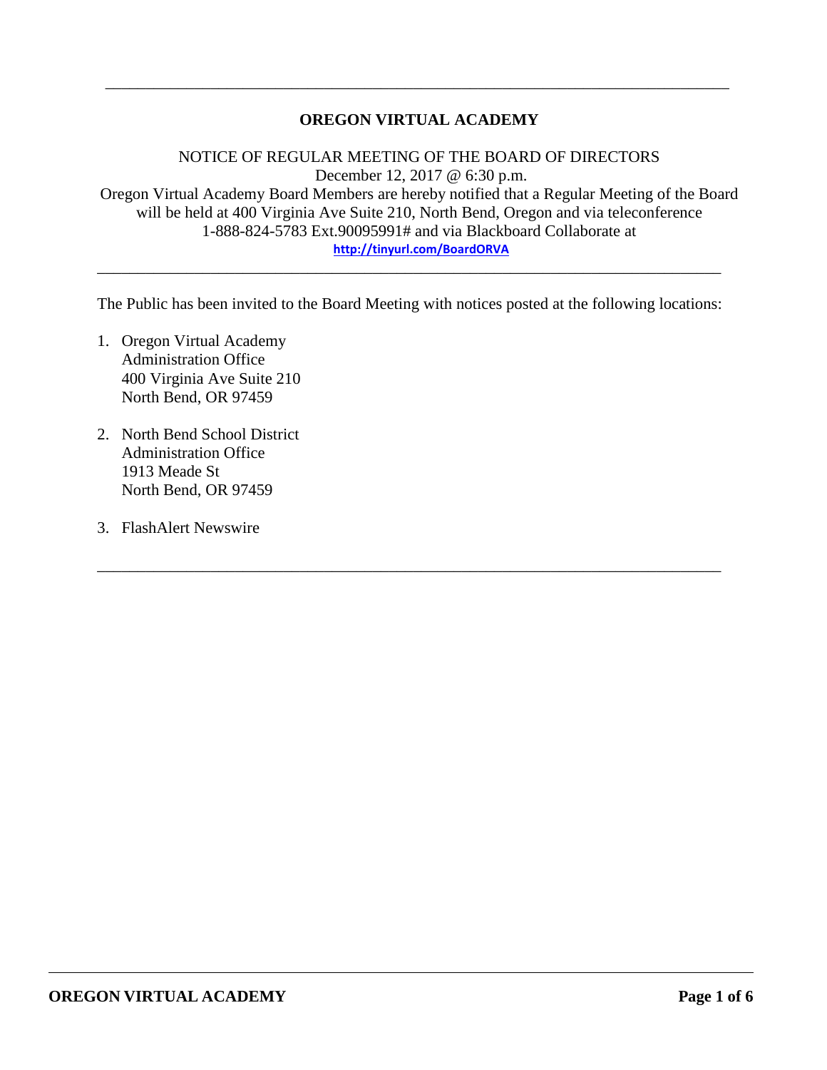# OREGON VIRTUAL ACADEMY

NOTICE OF REGULAR MEETING OF THE BOARD OF DIRECTORS
December 12, 2017 @ 6:30 p.m.
Oregon Virtual Academy Board Members are hereby notified that a Regular Meeting of the Board will be held at 400 Virginia Ave Suite 210, North Bend, Oregon and via teleconference 1-888-824-5783 Ext.90095991# and via Blackboard Collaborate at
http://tinyurl.com/BoardORVA

---

The Public has been invited to the Board Meeting with notices posted at the following locations:

1. Oregon Virtual Academy
   Administration Office
   400 Virginia Ave Suite 210
   North Bend, OR 97459

2. North Bend School District
   Administration Office
   1913 Meade St
   North Bend, OR 97459

3. FlashAlert Newswire

---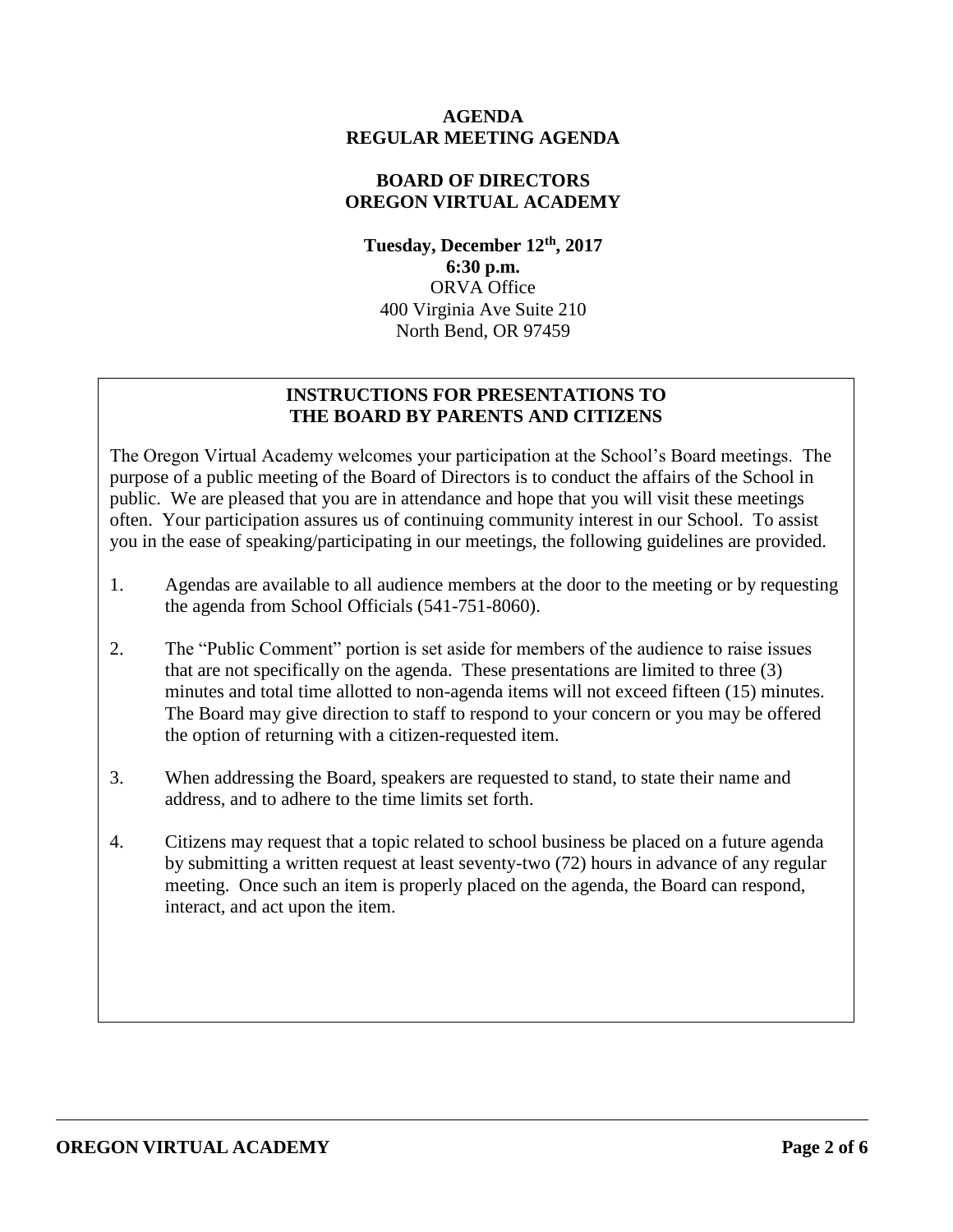**AGENDA**
**REGULAR MEETING AGENDA**

**BOARD OF DIRECTORS**
**OREGON VIRTUAL ACADEMY**

**Tuesday, December 12th, 2017**
**6:30 p.m.**
ORVA Office
400 Virginia Ave Suite 210
North Bend, OR 97459

## INSTRUCTIONS FOR PRESENTATIONS TO THE BOARD BY PARENTS AND CITIZENS

The Oregon Virtual Academy welcomes your participation at the School's Board meetings. The purpose of a public meeting of the Board of Directors is to conduct the affairs of the School in public. We are pleased that you are in attendance and hope that you will visit these meetings often. Your participation assures us of continuing community interest in our School. To assist you in the ease of speaking/participating in our meetings, the following guidelines are provided.

1. Agendas are available to all audience members at the door to the meeting or by requesting the agenda from School Officials (541-751-8060).

2. The "Public Comment" portion is set aside for members of the audience to raise issues that are not specifically on the agenda. These presentations are limited to three (3) minutes and total time allotted to non-agenda items will not exceed fifteen (15) minutes. The Board may give direction to staff to respond to your concern or you may be offered the option of returning with a citizen-requested item.

3. When addressing the Board, speakers are requested to stand, to state their name and address, and to adhere to the time limits set forth.

4. Citizens may request that a topic related to school business be placed on a future agenda by submitting a written request at least seventy-two (72) hours in advance of any regular meeting. Once such an item is properly placed on the agenda, the Board can respond, interact, and act upon the item.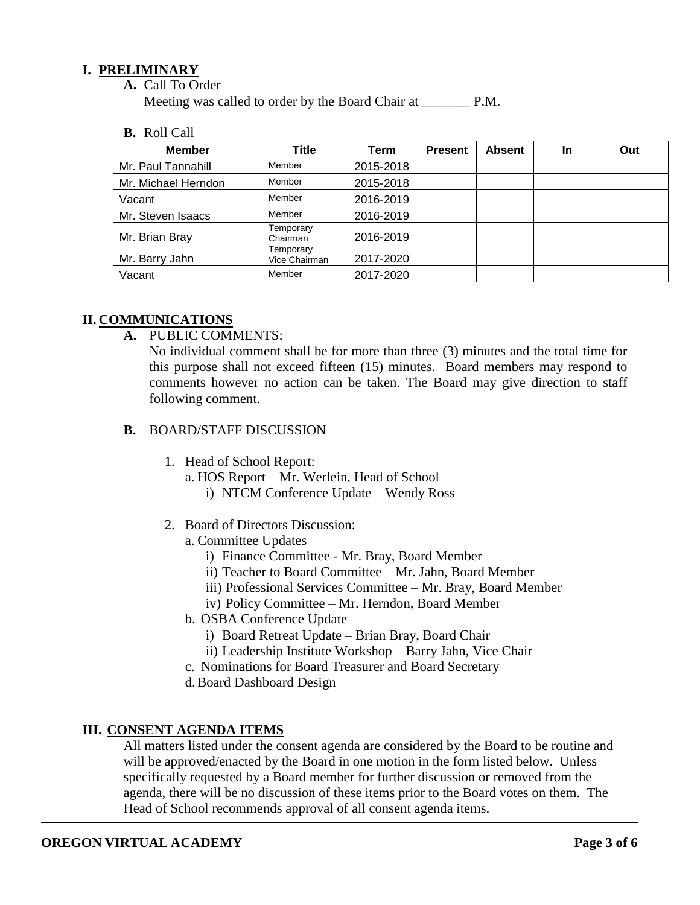## I. PRELIMINARY

**A.** Call To Order

Meeting was called to order by the Board Chair at _______ P.M.

**B.** Roll Call

| Member | Title | Term | Present | Absent | In | Out |
|---|---|---|---|---|---|---|
| Mr. Paul Tannahill | Member | 2015-2018 | | | | |
| Mr. Michael Herndon | Member | 2015-2018 | | | | |
| Vacant | Member | 2016-2019 | | | | |
| Mr. Steven Isaacs | Member | 2016-2019 | | | | |
| Mr. Brian Bray | Temporary Chairman | 2016-2019 | | | | |
| Mr. Barry Jahn | Temporary Vice Chairman | 2017-2020 | | | | |
| Vacant | Member | 2017-2020 | | | | |

## II. COMMUNICATIONS

**A.** PUBLIC COMMENTS:

No individual comment shall be for more than three (3) minutes and the total time for this purpose shall not exceed fifteen (15) minutes. Board members may respond to comments however no action can be taken. The Board may give direction to staff following comment.

**B.** BOARD/STAFF DISCUSSION

1. Head of School Report:
   - a. HOS Report – Mr. Werlein, Head of School
     - i) NTCM Conference Update – Wendy Ross

2. Board of Directors Discussion:
   - a. Committee Updates
     - i) Finance Committee - Mr. Bray, Board Member
     - ii) Teacher to Board Committee – Mr. Jahn, Board Member
     - iii) Professional Services Committee – Mr. Bray, Board Member
     - iv) Policy Committee – Mr. Herndon, Board Member
   - b. OSBA Conference Update
     - i) Board Retreat Update – Brian Bray, Board Chair
     - ii) Leadership Institute Workshop – Barry Jahn, Vice Chair
   - c. Nominations for Board Treasurer and Board Secretary
   - d. Board Dashboard Design

## III. CONSENT AGENDA ITEMS

All matters listed under the consent agenda are considered by the Board to be routine and will be approved/enacted by the Board in one motion in the form listed below. Unless specifically requested by a Board member for further discussion or removed from the agenda, there will be no discussion of these items prior to the Board votes on them. The Head of School recommends approval of all consent agenda items.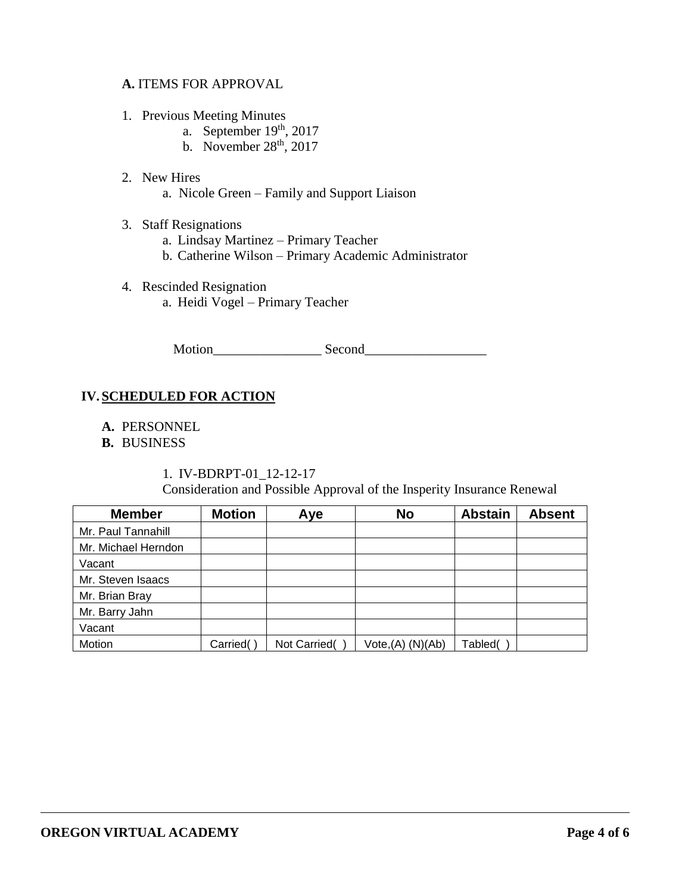**A.** ITEMS FOR APPROVAL

1. Previous Meeting Minutes
   a. September 19th, 2017
   b. November 28th, 2017
2. New Hires
   a. Nicole Green – Family and Support Liaison
3. Staff Resignations
   a. Lindsay Martinez – Primary Teacher
   b. Catherine Wilson – Primary Academic Administrator
4. Rescinded Resignation
   a. Heidi Vogel – Primary Teacher

Motion________________ Second__________________

## IV. SCHEDULED FOR ACTION

**A.** PERSONNEL
**B.** BUSINESS

1. IV-BDRPT-01_12-12-17
   Consideration and Possible Approval of the Insperity Insurance Renewal

| Member | Motion | Aye | No | Abstain | Absent |
|---|---|---|---|---|---|
| Mr. Paul Tannahill | | | | | |
| Mr. Michael Herndon | | | | | |
| Vacant | | | | | |
| Mr. Steven Isaacs | | | | | |
| Mr. Brian Bray | | | | | |
| Mr. Barry Jahn | | | | | |
| Vacant | | | | | |
| Motion | Carried( ) | Not Carried( ) | Vote,(A) (N)(Ab) | Tabled( ) | |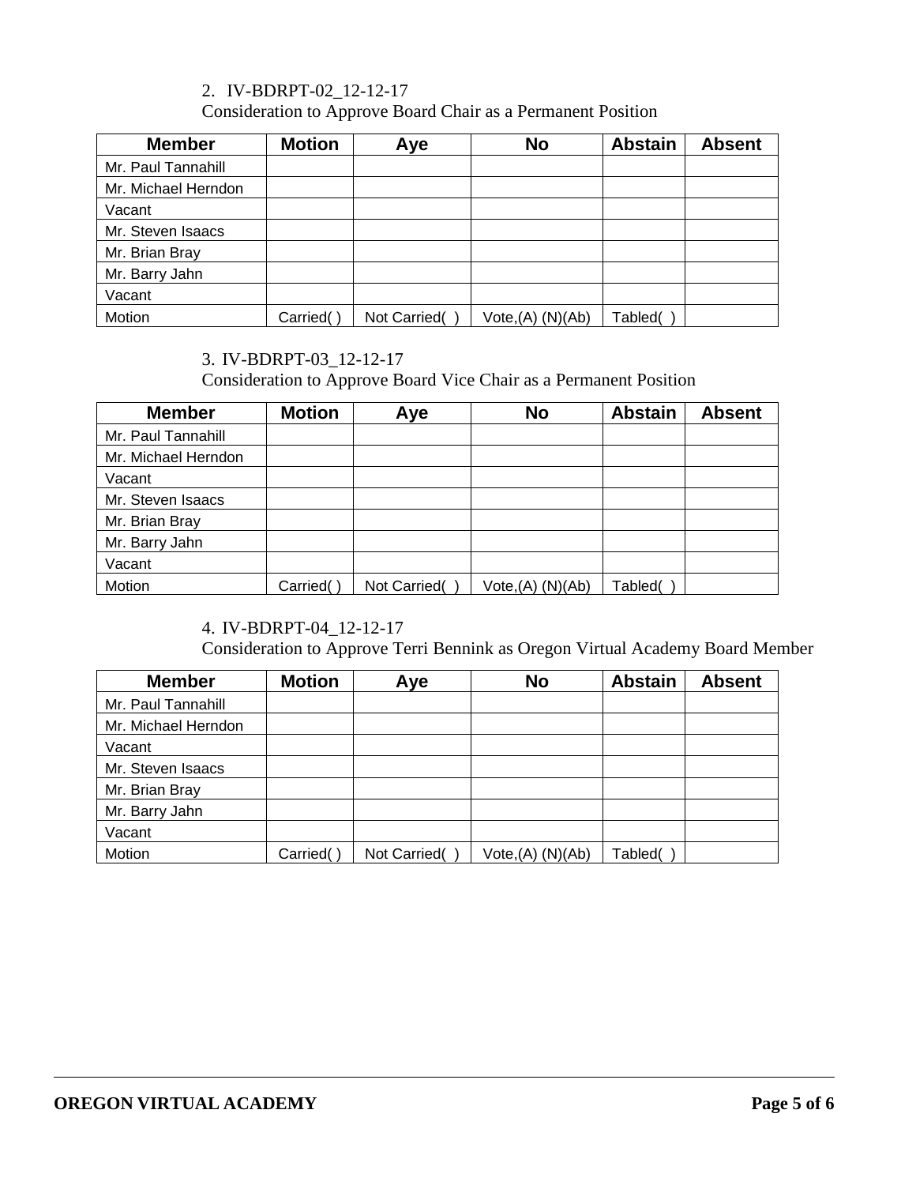2. IV-BDRPT-02_12-12-17
Consideration to Approve Board Chair as a Permanent Position

| Member | Motion | Aye | No | Abstain | Absent |
|---|---|---|---|---|---|
| Mr. Paul Tannahill | | | | | |
| Mr. Michael Herndon | | | | | |
| Vacant | | | | | |
| Mr. Steven Isaacs | | | | | |
| Mr. Brian Bray | | | | | |
| Mr. Barry Jahn | | | | | |
| Vacant | | | | | |
| Motion | Carried( ) | Not Carried( ) | Vote,(A) (N)(Ab) | Tabled( ) | |

3. IV-BDRPT-03_12-12-17
Consideration to Approve Board Vice Chair as a Permanent Position

| Member | Motion | Aye | No | Abstain | Absent |
|---|---|---|---|---|---|
| Mr. Paul Tannahill | | | | | |
| Mr. Michael Herndon | | | | | |
| Vacant | | | | | |
| Mr. Steven Isaacs | | | | | |
| Mr. Brian Bray | | | | | |
| Mr. Barry Jahn | | | | | |
| Vacant | | | | | |
| Motion | Carried( ) | Not Carried( ) | Vote,(A) (N)(Ab) | Tabled( ) | |

4. IV-BDRPT-04_12-12-17
Consideration to Approve Terri Bennink as Oregon Virtual Academy Board Member

| Member | Motion | Aye | No | Abstain | Absent |
|---|---|---|---|---|---|
| Mr. Paul Tannahill | | | | | |
| Mr. Michael Herndon | | | | | |
| Vacant | | | | | |
| Mr. Steven Isaacs | | | | | |
| Mr. Brian Bray | | | | | |
| Mr. Barry Jahn | | | | | |
| Vacant | | | | | |
| Motion | Carried( ) | Not Carried( ) | Vote,(A) (N)(Ab) | Tabled( ) | |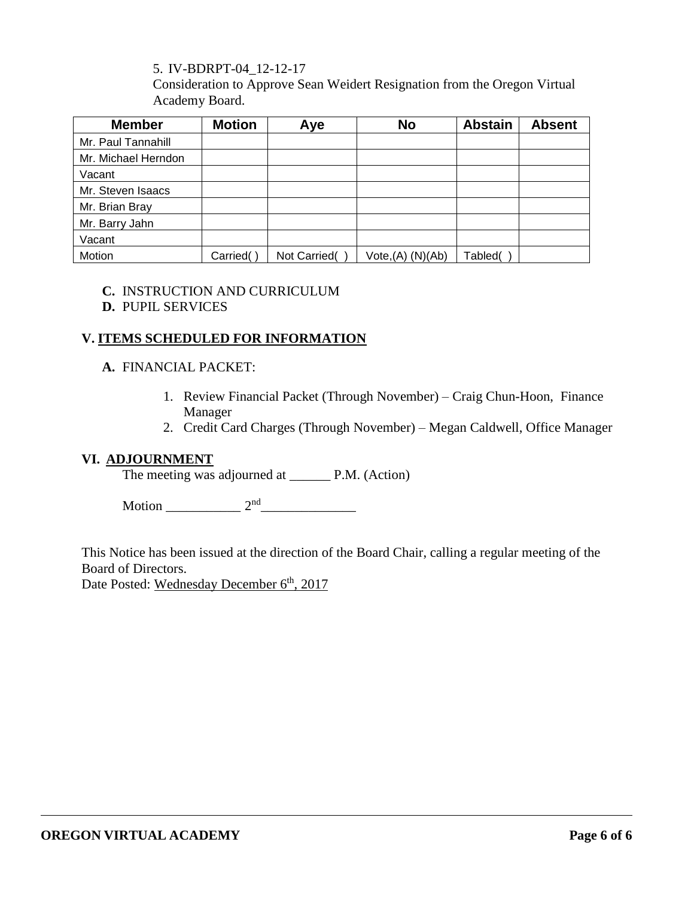5. IV-BDRPT-04_12-12-17
Consideration to Approve Sean Weidert Resignation from the Oregon Virtual Academy Board.

| Member | Motion | Aye | No | Abstain | Absent |
|---|---|---|---|---|---|
| Mr. Paul Tannahill | | | | | |
| Mr. Michael Herndon | | | | | |
| Vacant | | | | | |
| Mr. Steven Isaacs | | | | | |
| Mr. Brian Bray | | | | | |
| Mr. Barry Jahn | | | | | |
| Vacant | | | | | |
| Motion | Carried( ) | Not Carried( ) | Vote,(A) (N)(Ab) | Tabled( ) | |

**C.** INSTRUCTION AND CURRICULUM

**D.** PUPIL SERVICES

## V. ITEMS SCHEDULED FOR INFORMATION

**A.** FINANCIAL PACKET:

1. Review Financial Packet (Through November) – Craig Chun-Hoon, Finance Manager
2. Credit Card Charges (Through November) – Megan Caldwell, Office Manager

## VI. ADJOURNMENT

The meeting was adjourned at ______ P.M. (Action)

Motion ___________ 2nd______________

This Notice has been issued at the direction of the Board Chair, calling a regular meeting of the Board of Directors.
Date Posted: Wednesday December 6th, 2017